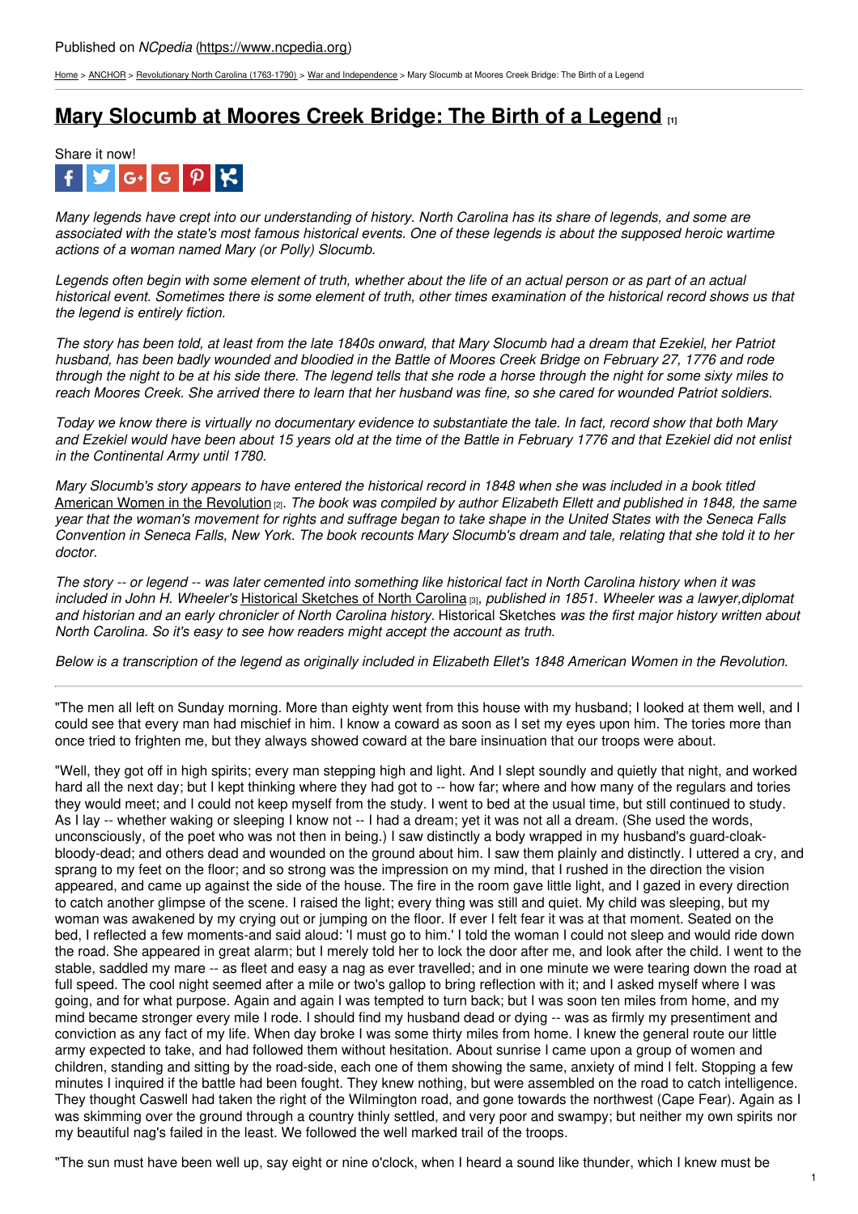Published on *NCpedia* (https://www.ncpedia.org)

Home > ANCHOR > Revolutionary North Carolina (1763-1790) > War and Independence > Mary Slocumb at Moores Creek Bridge: The Birth of a Legend

# Mary Slocumb at Moores Creek Bridge: The Birth of a Legend [1]

Share it now!

*Many legends have crept into our understanding of history. North Carolina has its share of legends, and some are associated with the state's most famous historical events. One of these legends is about the supposed heroic wartime actions of a woman named Mary (or Polly) Slocumb.*

*Legends often begin with some element of truth, whether about the life of an actual person or as part of an actual historical event. Sometimes there is some element of truth, other times examination of the historical record shows us that the legend is entirely fiction.*

*The story has been told, at least from the late 1840s onward, that Mary Slocumb had a dream that Ezekiel, her Patriot husband, has been badly wounded and bloodied in the Battle of Moores Creek Bridge on February 27, 1776 and rode through the night to be at his side there. The legend tells that she rode a horse through the night for some sixty miles to reach Moores Creek. She arrived there to learn that her husband was fine, so she cared for wounded Patriot soldiers.*

*Today we know there is virtually no documentary evidence to substantiate the tale. In fact, record show that both Mary and Ezekiel would have been about 15 years old at the time of the Battle in February 1776 and that Ezekiel did not enlist in the Continental Army until 1780.*

*Mary Slocumb's story appears to have entered the historical record in 1848 when she was included in a book titled* American Women in the Revolution [2]*. The book was compiled by author Elizabeth Ellett and published in 1848, the same year that the woman's movement for rights and suffrage began to take shape in the United States with the Seneca Falls Convention in Seneca Falls, New York. The book recounts Mary Slocumb's dream and tale, relating that she told it to her doctor.*

*The story -- or legend -- was later cemented into something like historical fact in North Carolina history when it was included in John H. Wheeler's* Historical Sketches of North Carolina [3]*, published in 1851. Wheeler was a lawyer,diplomat and historian and an early chronicler of North Carolina history.* Historical Sketches *was the first major history written about North Carolina. So it's easy to see how readers might accept the account as truth.*

*Below is a transcription of the legend as originally included in Elizabeth Ellet's 1848 American Women in the Revolution.*

---

"The men all left on Sunday morning. More than eighty went from this house with my husband; I looked at them well, and I could see that every man had mischief in him. I know a coward as soon as I set my eyes upon him. The tories more than once tried to frighten me, but they always showed coward at the bare insinuation that our troops were about.

"Well, they got off in high spirits; every man stepping high and light. And I slept soundly and quietly that night, and worked hard all the next day; but I kept thinking where they had got to -- how far; where and how many of the regulars and tories they would meet; and I could not keep myself from the study. I went to bed at the usual time, but still continued to study. As I lay -- whether waking or sleeping I know not -- I had a dream; yet it was not all a dream. (She used the words, unconsciously, of the poet who was not then in being.) I saw distinctly a body wrapped in my husband's guard-cloak-bloody-dead; and others dead and wounded on the ground about him. I saw them plainly and distinctly. I uttered a cry, and sprang to my feet on the floor; and so strong was the impression on my mind, that I rushed in the direction the vision appeared, and came up against the side of the house. The fire in the room gave little light, and I gazed in every direction to catch another glimpse of the scene. I raised the light; every thing was still and quiet. My child was sleeping, but my woman was awakened by my crying out or jumping on the floor. If ever I felt fear it was at that moment. Seated on the bed, I reflected a few moments-and said aloud: 'I must go to him.' I told the woman I could not sleep and would ride down the road. She appeared in great alarm; but I merely told her to lock the door after me, and look after the child. I went to the stable, saddled my mare -- as fleet and easy a nag as ever travelled; and in one minute we were tearing down the road at full speed. The cool night seemed after a mile or two's gallop to bring reflection with it; and I asked myself where I was going, and for what purpose. Again and again I was tempted to turn back; but I was soon ten miles from home, and my mind became stronger every mile I rode. I should find my husband dead or dying -- was as firmly my presentiment and conviction as any fact of my life. When day broke I was some thirty miles from home. I knew the general route our little army expected to take, and had followed them without hesitation. About sunrise I came upon a group of women and children, standing and sitting by the road-side, each one of them showing the same, anxiety of mind I felt. Stopping a few minutes I inquired if the battle had been fought. They knew nothing, but were assembled on the road to catch intelligence. They thought Caswell had taken the right of the Wilmington road, and gone towards the northwest (Cape Fear). Again as I was skimming over the ground through a country thinly settled, and very poor and swampy; but neither my own spirits nor my beautiful nag's failed in the least. We followed the well marked trail of the troops.

"The sun must have been well up, say eight or nine o'clock, when I heard a sound like thunder, which I knew must be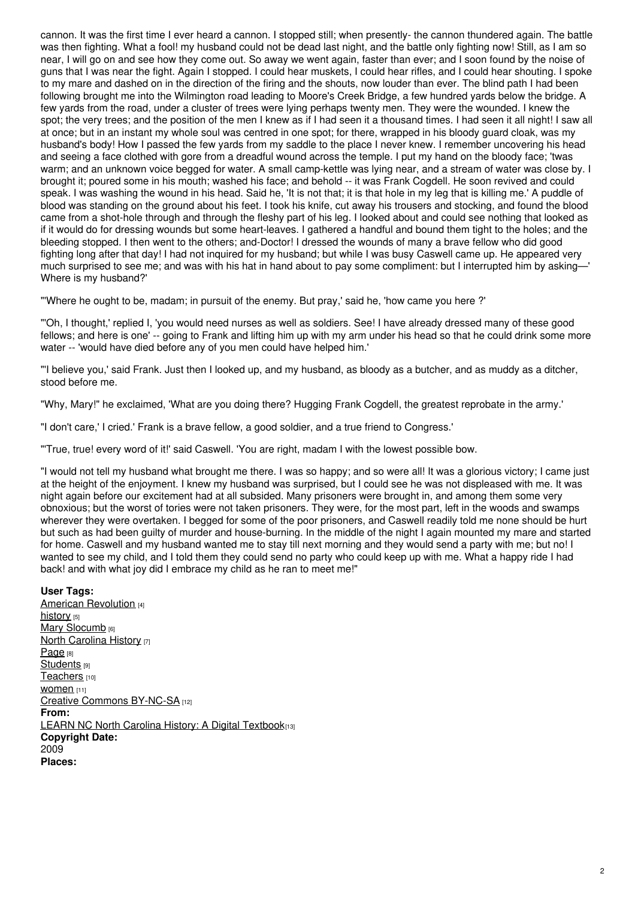cannon. It was the first time I ever heard a cannon. I stopped still; when presently- the cannon thundered again. The battle was then fighting. What a fool! my husband could not be dead last night, and the battle only fighting now! Still, as I am so near, I will go on and see how they come out. So away we went again, faster than ever; and I soon found by the noise of guns that I was near the fight. Again I stopped. I could hear muskets, I could hear rifles, and I could hear shouting. I spoke to my mare and dashed on in the direction of the firing and the shouts, now louder than ever. The blind path I had been following brought me into the Wilmington road leading to Moore's Creek Bridge, a few hundred yards below the bridge. A few yards from the road, under a cluster of trees were lying perhaps twenty men. They were the wounded. I knew the spot; the very trees; and the position of the men I knew as if I had seen it a thousand times. I had seen it all night! I saw all at once; but in an instant my whole soul was centred in one spot; for there, wrapped in his bloody guard cloak, was my husband's body! How I passed the few yards from my saddle to the place I never knew. I remember uncovering his head and seeing a face clothed with gore from a dreadful wound across the temple. I put my hand on the bloody face; 'twas warm; and an unknown voice begged for water. A small camp-kettle was lying near, and a stream of water was close by. I brought it; poured some in his mouth; washed his face; and behold -- it was Frank Cogdell. He soon revived and could speak. I was washing the wound in his head. Said he, 'It is not that; it is that hole in my leg that is killing me.' A puddle of blood was standing on the ground about his feet. I took his knife, cut away his trousers and stocking, and found the blood came from a shot-hole through and through the fleshy part of his leg. I looked about and could see nothing that looked as if it would do for dressing wounds but some heart-leaves. I gathered a handful and bound them tight to the holes; and the bleeding stopped. I then went to the others; and-Doctor! I dressed the wounds of many a brave fellow who did good fighting long after that day! I had not inquired for my husband; but while I was busy Caswell came up. He appeared very much surprised to see me; and was with his hat in hand about to pay some compliment: but I interrupted him by asking—' Where is my husband?'

"'Where he ought to be, madam; in pursuit of the enemy. But pray,' said he, 'how came you here ?'

"'Oh, I thought,' replied I, 'you would need nurses as well as soldiers. See! I have already dressed many of these good fellows; and here is one' -- going to Frank and lifting him up with my arm under his head so that he could drink some more water -- 'would have died before any of you men could have helped him.'

"'I believe you,' said Frank. Just then I looked up, and my husband, as bloody as a butcher, and as muddy as a ditcher, stood before me.

"Why, Mary!" he exclaimed, 'What are you doing there? Hugging Frank Cogdell, the greatest reprobate in the army.'

"I don't care,' I cried.' Frank is a brave fellow, a good soldier, and a true friend to Congress.'

"'True, true! every word of it!' said Caswell. 'You are right, madam I with the lowest possible bow.

"I would not tell my husband what brought me there. I was so happy; and so were all! It was a glorious victory; I came just at the height of the enjoyment. I knew my husband was surprised, but I could see he was not displeased with me. It was night again before our excitement had at all subsided. Many prisoners were brought in, and among them some very obnoxious; but the worst of tories were not taken prisoners. They were, for the most part, left in the woods and swamps wherever they were overtaken. I begged for some of the poor prisoners, and Caswell readily told me none should be hurt but such as had been guilty of murder and house-burning. In the middle of the night I again mounted my mare and started for home. Caswell and my husband wanted me to stay till next morning and they would send a party with me; but no! I wanted to see my child, and I told them they could send no party who could keep up with me. What a happy ride I had back! and with what joy did I embrace my child as he ran to meet me!"

**User Tags:**
American Revolution [4]
history [5]
Mary Slocumb [6]
North Carolina History [7]
Page [8]
Students [9]
Teachers [10]
women [11]
Creative Commons BY-NC-SA [12]
**From:**
LEARN NC North Carolina History: A Digital Textbook[13]
**Copyright Date:**
2009
**Places:**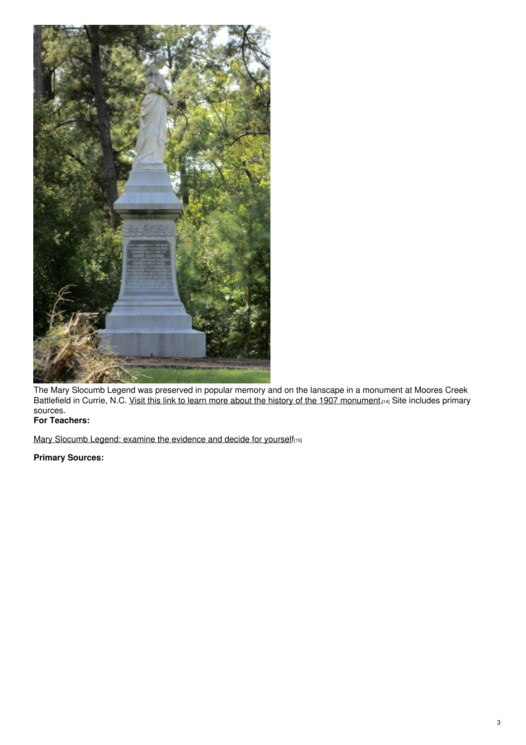The Mary Slocumb Legend was preserved in popular memory and on the lanscape in a monument at Moores Creek Battlefield in Currie, N.C. Visit this link to learn more about the history of the 1907 monument.[14] Site includes primary sources.

**For Teachers:**

Mary Slocumb Legend: examine the evidence and decide for yourself[15]

**Primary Sources:**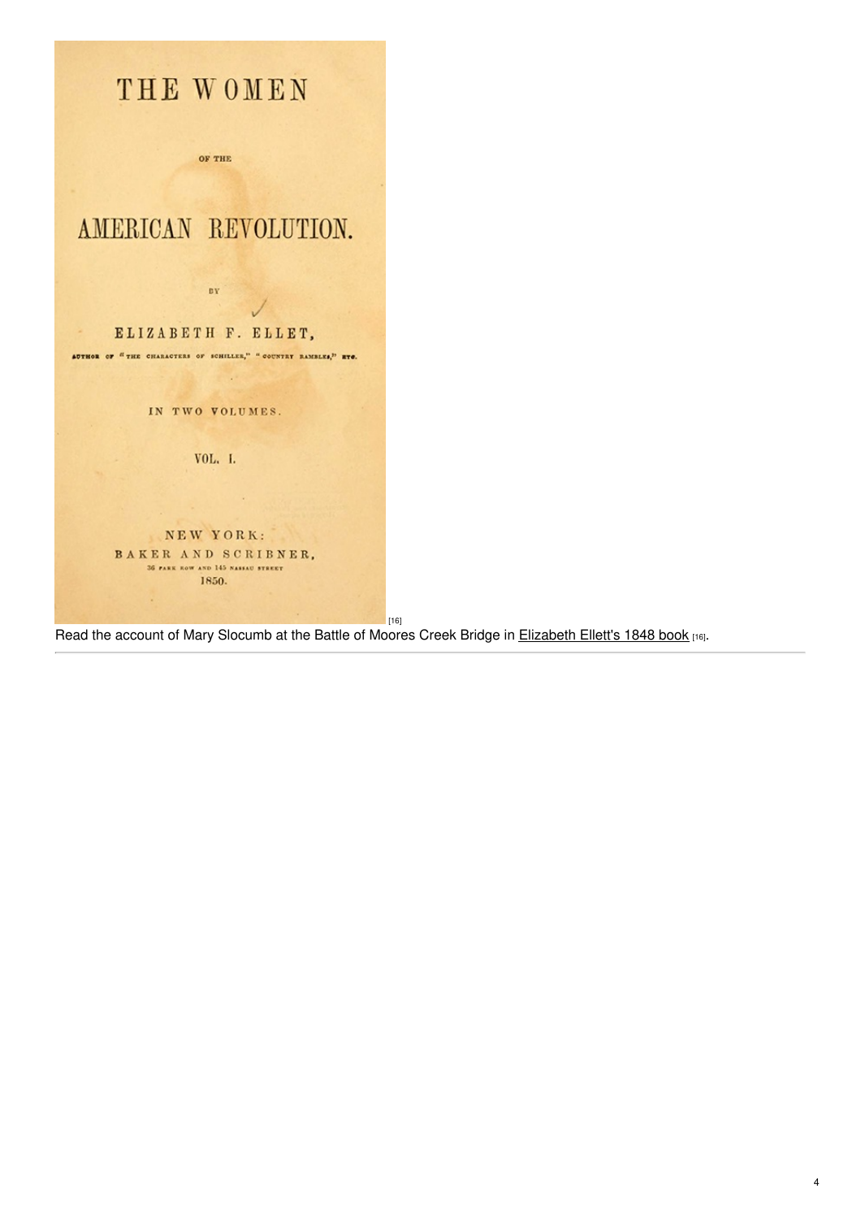THE WOMEN

OF THE

AMERICAN REVOLUTION.

BY

ELIZABETH F. ELLET,

AUTHOR OF "THE CHARACTERS OF SCHILLER," "COUNTRY RAMBLES," ETC.

IN TWO VOLUMES.

VOL. I.

NEW YORK:

BAKER AND SCRIBNER,

36 PARK ROW AND 145 NASSAU STREET

1850.

[16]

Read the account of Mary Slocumb at the Battle of Moores Creek Bridge in Elizabeth Ellett's 1848 book [16].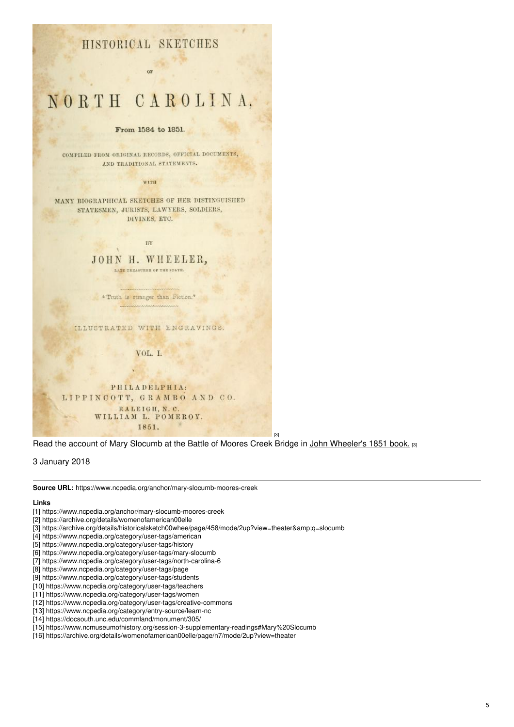HISTORICAL SKETCHES

OF

NORTH CAROLINA,

From 1584 to 1851.

COMPILED FROM ORIGINAL RECORDS, OFFICIAL DOCUMENTS, AND TRADITIONAL STATEMENTS.

WITH

MANY BIOGRAPHICAL SKETCHES OF HER DISTINGUISHED STATESMEN, JURISTS, LAWYERS, SOLDIERS, DIVINES, ETC.

BY

JOHN H. WHEELER,

LATE TREASURER OF THE STATE.

"Truth is stranger than Fiction."

ILLUSTRATED WITH ENGRAVINGS.

VOL. I.

PHILADELPHIA:
LIPPINCOTT, GRAMBO AND CO.
RALEIGH, N. C.
WILLIAM L. POMEROY.
1851.

[3]

Read the account of Mary Slocumb at the Battle of Moores Creek Bridge in John Wheeler's 1851 book. [3]

3 January 2018

**Source URL:** https://www.ncpedia.org/anchor/mary-slocumb-moores-creek

**Links**

[1] https://www.ncpedia.org/anchor/mary-slocumb-moores-creek
[2] https://archive.org/details/womenofamerican00elle
[3] https://archive.org/details/historicalsketch00whee/page/458/mode/2up?view=theater&amp;q=slocumb
[4] https://www.ncpedia.org/category/user-tags/american
[5] https://www.ncpedia.org/category/user-tags/history
[6] https://www.ncpedia.org/category/user-tags/mary-slocumb
[7] https://www.ncpedia.org/category/user-tags/north-carolina-6
[8] https://www.ncpedia.org/category/user-tags/page
[9] https://www.ncpedia.org/category/user-tags/students
[10] https://www.ncpedia.org/category/user-tags/teachers
[11] https://www.ncpedia.org/category/user-tags/women
[12] https://www.ncpedia.org/category/user-tags/creative-commons
[13] https://www.ncpedia.org/category/entry-source/learn-nc
[14] https://docsouth.unc.edu/commland/monument/305/
[15] https://www.ncmuseumofhistory.org/session-3-supplementary-readings#Mary%20Slocumb
[16] https://archive.org/details/womenofamerican00elle/page/n7/mode/2up?view=theater